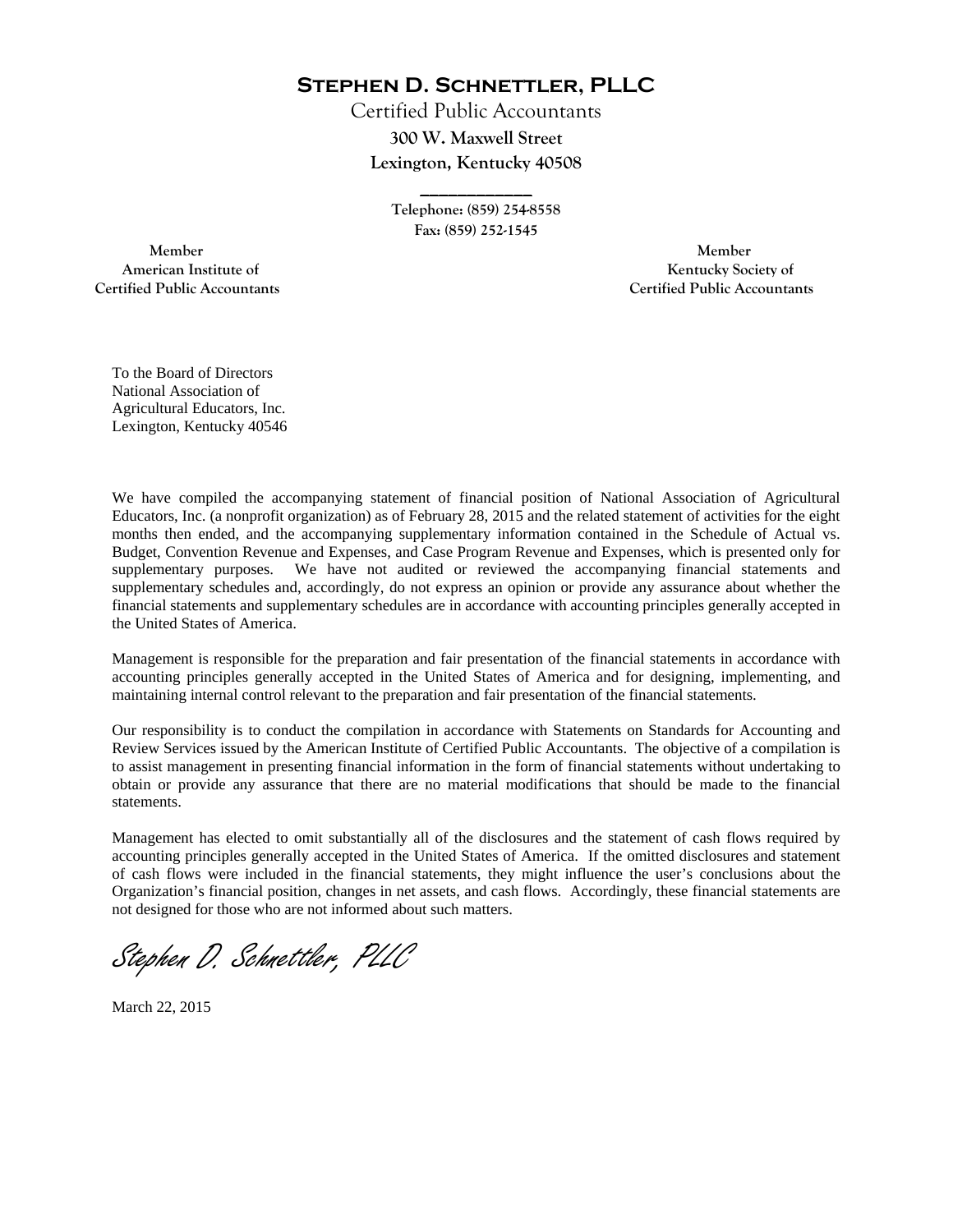# Stephen D. Schnettler, PLLC

Certified Public Accountants
300 W. Maxwell Street
Lexington, Kentucky 40508

Telephone: (859) 254-8558
Fax: (859) 252-1545

Member
American Institute of
Certified Public Accountants

Member
Kentucky Society of
Certified Public Accountants

To the Board of Directors
National Association of
Agricultural Educators, Inc.
Lexington, Kentucky 40546

We have compiled the accompanying statement of financial position of National Association of Agricultural Educators, Inc. (a nonprofit organization) as of February 28, 2015 and the related statement of activities for the eight months then ended, and the accompanying supplementary information contained in the Schedule of Actual vs. Budget, Convention Revenue and Expenses, and Case Program Revenue and Expenses, which is presented only for supplementary purposes. We have not audited or reviewed the accompanying financial statements and supplementary schedules and, accordingly, do not express an opinion or provide any assurance about whether the financial statements and supplementary schedules are in accordance with accounting principles generally accepted in the United States of America.

Management is responsible for the preparation and fair presentation of the financial statements in accordance with accounting principles generally accepted in the United States of America and for designing, implementing, and maintaining internal control relevant to the preparation and fair presentation of the financial statements.

Our responsibility is to conduct the compilation in accordance with Statements on Standards for Accounting and Review Services issued by the American Institute of Certified Public Accountants. The objective of a compilation is to assist management in presenting financial information in the form of financial statements without undertaking to obtain or provide any assurance that there are no material modifications that should be made to the financial statements.

Management has elected to omit substantially all of the disclosures and the statement of cash flows required by accounting principles generally accepted in the United States of America. If the omitted disclosures and statement of cash flows were included in the financial statements, they might influence the user's conclusions about the Organization's financial position, changes in net assets, and cash flows. Accordingly, these financial statements are not designed for those who are not informed about such matters.

*Stephen D. Schnettler, PLLC*

March 22, 2015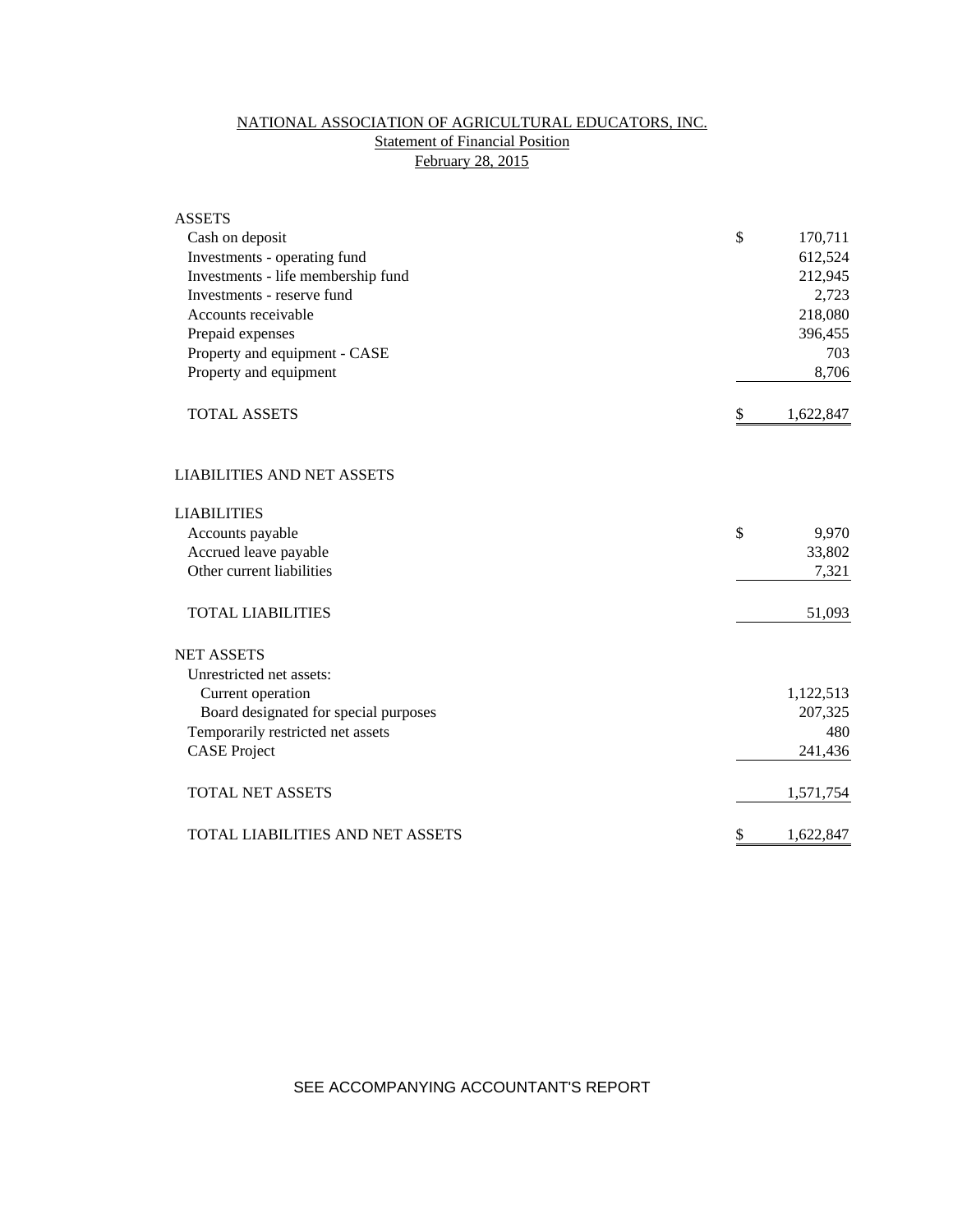# NATIONAL ASSOCIATION OF AGRICULTURAL EDUCATORS, INC.

## Statement of Financial Position

### February 28, 2015

| | | |
|---|---|---|
| **ASSETS** | | |
| Cash on deposit | $ | 170,711 |
| Investments - operating fund | | 612,524 |
| Investments - life membership fund | | 212,945 |
| Investments - reserve fund | | 2,723 |
| Accounts receivable | | 218,080 |
| Prepaid expenses | | 396,455 |
| Property and equipment - CASE | | 703 |
| Property and equipment | | 8,706 |
| TOTAL ASSETS | $ | 1,622,847 |
| | | |
| **LIABILITIES AND NET ASSETS** | | |
| | | |
| **LIABILITIES** | | |
| Accounts payable | $ | 9,970 |
| Accrued leave payable | | 33,802 |
| Other current liabilities | | 7,321 |
| TOTAL LIABILITIES | | 51,093 |
| | | |
| **NET ASSETS** | | |
| Unrestricted net assets: | | |
| Current operation | | 1,122,513 |
| Board designated for special purposes | | 207,325 |
| Temporarily restricted net assets | | 480 |
| CASE Project | | 241,436 |
| TOTAL NET ASSETS | | 1,571,754 |
| TOTAL LIABILITIES AND NET ASSETS | $ | 1,622,847 |

SEE ACCOMPANYING ACCOUNTANT'S REPORT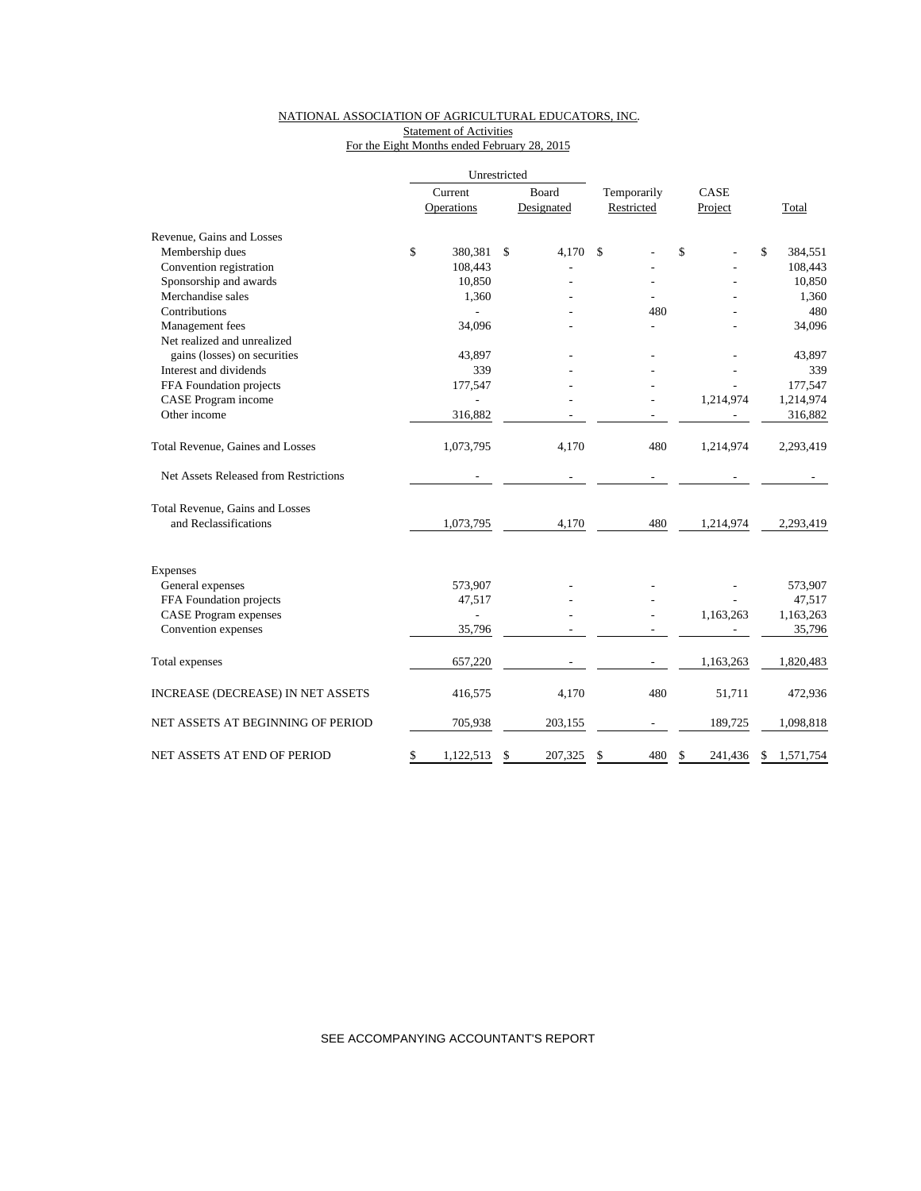NATIONAL ASSOCIATION OF AGRICULTURAL EDUCATORS, INC.

Statement of Activities

For the Eight Months ended February 28, 2015

| | Unrestricted | | | | |
|---|---|---|---|---|---|
| | Current Operations | Board Designated | Temporarily Restricted | CASE Project | Total |
| Revenue, Gains and Losses | | | | | |
| Membership dues | $ 380,381 | $ 4,170 | $ - | $ - | $ 384,551 |
| Convention registration | 108,443 | - | - | - | 108,443 |
| Sponsorship and awards | 10,850 | - | - | - | 10,850 |
| Merchandise sales | 1,360 | - | - | - | 1,360 |
| Contributions | - | - | 480 | - | 480 |
| Management fees | 34,096 | - | - | - | 34,096 |
| Net realized and unrealized gains (losses) on securities | 43,897 | - | - | - | 43,897 |
| Interest and dividends | 339 | - | - | - | 339 |
| FFA Foundation projects | 177,547 | - | - | - | 177,547 |
| CASE Program income | - | - | - | 1,214,974 | 1,214,974 |
| Other income | 316,882 | - | - | - | 316,882 |
| Total Revenue, Gaines and Losses | 1,073,795 | 4,170 | 480 | 1,214,974 | 2,293,419 |
| Net Assets Released from Restrictions | - | - | - | - | - |
| Total Revenue, Gains and Losses and Reclassifications | 1,073,795 | 4,170 | 480 | 1,214,974 | 2,293,419 |
| Expenses | | | | | |
| General expenses | 573,907 | - | - | - | 573,907 |
| FFA Foundation projects | 47,517 | - | - | - | 47,517 |
| CASE Program expenses | - | - | - | 1,163,263 | 1,163,263 |
| Convention expenses | 35,796 | - | - | - | 35,796 |
| Total expenses | 657,220 | - | - | 1,163,263 | 1,820,483 |
| INCREASE (DECREASE) IN NET ASSETS | 416,575 | 4,170 | 480 | 51,711 | 472,936 |
| NET ASSETS AT BEGINNING OF PERIOD | 705,938 | 203,155 | - | 189,725 | 1,098,818 |
| NET ASSETS AT END OF PERIOD | $ 1,122,513 | $ 207,325 | $ 480 | $ 241,436 | $ 1,571,754 |

SEE ACCOMPANYING ACCOUNTANT'S REPORT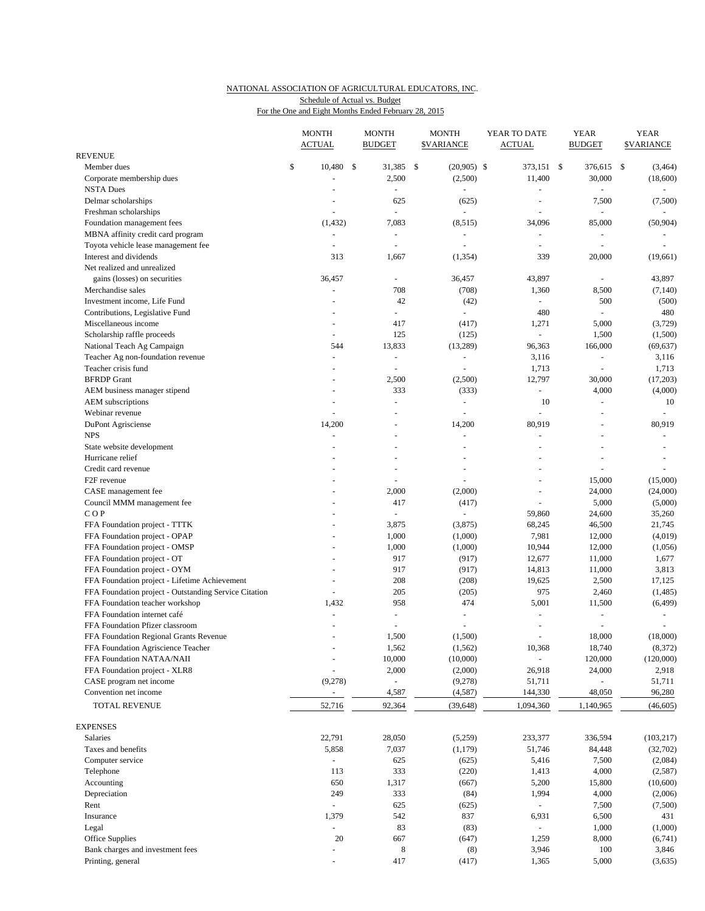NATIONAL ASSOCIATION OF AGRICULTURAL EDUCATORS, INC.
Schedule of Actual vs. Budget
For the One and Eight Months Ended February 28, 2015

| | MONTH ACTUAL | MONTH BUDGET | MONTH $VARIANCE | YEAR TO DATE ACTUAL | YEAR BUDGET | YEAR $VARIANCE |
|---|---|---|---|---|---|---|
| REVENUE | | | | | | |
| Member dues | $ 10,480 | $ 31,385 | $ (20,905) | $ 373,151 | $ 376,615 | $ (3,464) |
| Corporate membership dues | - | 2,500 | (2,500) | 11,400 | 30,000 | (18,600) |
| NSTA Dues | - | - | - | - | - | - |
| Delmar scholarships | - | 625 | (625) | - | 7,500 | (7,500) |
| Freshman scholarships | - | - | - | - | - | - |
| Foundation management fees | (1,432) | 7,083 | (8,515) | 34,096 | 85,000 | (50,904) |
| MBNA affinity credit card program | - | - | - | - | - | - |
| Toyota vehicle lease management fee | - | - | - | - | - | - |
| Interest and dividends | 313 | 1,667 | (1,354) | 339 | 20,000 | (19,661) |
| Net realized and unrealized gains (losses) on securities | 36,457 | - | 36,457 | 43,897 | - | 43,897 |
| Merchandise sales | - | 708 | (708) | 1,360 | 8,500 | (7,140) |
| Investment income, Life Fund | - | 42 | (42) | - | 500 | (500) |
| Contributions, Legislative Fund | - | - | - | 480 | - | 480 |
| Miscellaneous income | - | 417 | (417) | 1,271 | 5,000 | (3,729) |
| Scholarship raffle proceeds | - | 125 | (125) | - | 1,500 | (1,500) |
| National Teach Ag Campaign | 544 | 13,833 | (13,289) | 96,363 | 166,000 | (69,637) |
| Teacher Ag non-foundation revenue | - | - | - | 3,116 | - | 3,116 |
| Teacher crisis fund | - | - | - | 1,713 | - | 1,713 |
| BFRDP Grant | - | 2,500 | (2,500) | 12,797 | 30,000 | (17,203) |
| AEM business manager stipend | - | 333 | (333) | - | 4,000 | (4,000) |
| AEM subscriptions | - | - | - | 10 | - | 10 |
| Webinar revenue | - | - | - | - | - | - |
| DuPont Agrisciense | 14,200 | - | 14,200 | 80,919 | - | 80,919 |
| NPS | - | - | - | - | - | - |
| State website development | - | - | - | - | - | - |
| Hurricane relief | - | - | - | - | - | - |
| Credit card revenue | - | - | - | - | - | - |
| F2F revenue | - | - | - | - | 15,000 | (15,000) |
| CASE management fee | - | 2,000 | (2,000) | - | 24,000 | (24,000) |
| Council MMM management fee | - | 417 | (417) | - | 5,000 | (5,000) |
| C O P | - | - | - | 59,860 | 24,600 | 35,260 |
| FFA Foundation project - TTTK | - | 3,875 | (3,875) | 68,245 | 46,500 | 21,745 |
| FFA Foundation project - OPAP | - | 1,000 | (1,000) | 7,981 | 12,000 | (4,019) |
| FFA Foundation project - OMSP | - | 1,000 | (1,000) | 10,944 | 12,000 | (1,056) |
| FFA Foundation project - OT | - | 917 | (917) | 12,677 | 11,000 | 1,677 |
| FFA Foundation project - OYM | - | 917 | (917) | 14,813 | 11,000 | 3,813 |
| FFA Foundation project - Lifetime Achievement | - | 208 | (208) | 19,625 | 2,500 | 17,125 |
| FFA Foundation project - Outstanding Service Citation | - | 205 | (205) | 975 | 2,460 | (1,485) |
| FFA Foundation teacher workshop | 1,432 | 958 | 474 | 5,001 | 11,500 | (6,499) |
| FFA Foundation internet café | - | - | - | - | - | - |
| FFA Foundation Pfizer classroom | - | - | - | - | - | - |
| FFA Foundation Regional Grants Revenue | - | 1,500 | (1,500) | - | 18,000 | (18,000) |
| FFA Foundation Agriscience Teacher | - | 1,562 | (1,562) | 10,368 | 18,740 | (8,372) |
| FFA Foundation NATAA/NAII | - | 10,000 | (10,000) | - | 120,000 | (120,000) |
| FFA Foundation project - XLR8 | - | 2,000 | (2,000) | 26,918 | 24,000 | 2,918 |
| CASE program net income | (9,278) | - | (9,278) | 51,711 | - | 51,711 |
| Convention net income | - | 4,587 | (4,587) | 144,330 | 48,050 | 96,280 |
| TOTAL REVENUE | 52,716 | 92,364 | (39,648) | 1,094,360 | 1,140,965 | (46,605) |
| EXPENSES | | | | | | |
| Salaries | 22,791 | 28,050 | (5,259) | 233,377 | 336,594 | (103,217) |
| Taxes and benefits | 5,858 | 7,037 | (1,179) | 51,746 | 84,448 | (32,702) |
| Computer service | - | 625 | (625) | 5,416 | 7,500 | (2,084) |
| Telephone | 113 | 333 | (220) | 1,413 | 4,000 | (2,587) |
| Accounting | 650 | 1,317 | (667) | 5,200 | 15,800 | (10,600) |
| Depreciation | 249 | 333 | (84) | 1,994 | 4,000 | (2,006) |
| Rent | - | 625 | (625) | - | 7,500 | (7,500) |
| Insurance | 1,379 | 542 | 837 | 6,931 | 6,500 | 431 |
| Legal | - | 83 | (83) | - | 1,000 | (1,000) |
| Office Supplies | 20 | 667 | (647) | 1,259 | 8,000 | (6,741) |
| Bank charges and investment fees | - | 8 | (8) | 3,946 | 100 | 3,846 |
| Printing, general | - | 417 | (417) | 1,365 | 5,000 | (3,635) |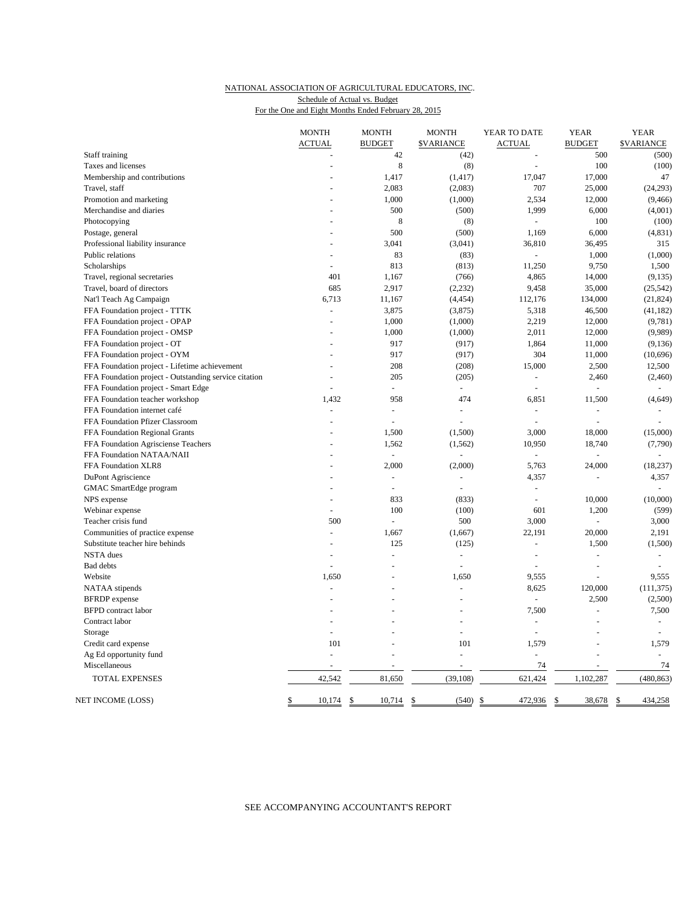NATIONAL ASSOCIATION OF AGRICULTURAL EDUCATORS, INC.
Schedule of Actual vs. Budget
For the One and Eight Months Ended February 28, 2015

| | MONTH ACTUAL | MONTH BUDGET | MONTH $VARIANCE | YEAR TO DATE ACTUAL | YEAR BUDGET | YEAR $VARIANCE |
|---|---|---|---|---|---|---|
| Staff training | - | 42 | (42) | - | 500 | (500) |
| Taxes and licenses | - | 8 | (8) | - | 100 | (100) |
| Membership and contributions | - | 1,417 | (1,417) | 17,047 | 17,000 | 47 |
| Travel, staff | - | 2,083 | (2,083) | 707 | 25,000 | (24,293) |
| Promotion and marketing | - | 1,000 | (1,000) | 2,534 | 12,000 | (9,466) |
| Merchandise and diaries | - | 500 | (500) | 1,999 | 6,000 | (4,001) |
| Photocopying | - | 8 | (8) | - | 100 | (100) |
| Postage, general | - | 500 | (500) | 1,169 | 6,000 | (4,831) |
| Professional liability insurance | - | 3,041 | (3,041) | 36,810 | 36,495 | 315 |
| Public relations | - | 83 | (83) | - | 1,000 | (1,000) |
| Scholarships | - | 813 | (813) | 11,250 | 9,750 | 1,500 |
| Travel, regional secretaries | 401 | 1,167 | (766) | 4,865 | 14,000 | (9,135) |
| Travel, board of directors | 685 | 2,917 | (2,232) | 9,458 | 35,000 | (25,542) |
| Nat'l Teach Ag Campaign | 6,713 | 11,167 | (4,454) | 112,176 | 134,000 | (21,824) |
| FFA Foundation project - TTTK | - | 3,875 | (3,875) | 5,318 | 46,500 | (41,182) |
| FFA Foundation project - OPAP | - | 1,000 | (1,000) | 2,219 | 12,000 | (9,781) |
| FFA Foundation project - OMSP | - | 1,000 | (1,000) | 2,011 | 12,000 | (9,989) |
| FFA Foundation project - OT | - | 917 | (917) | 1,864 | 11,000 | (9,136) |
| FFA Foundation project - OYM | - | 917 | (917) | 304 | 11,000 | (10,696) |
| FFA Foundation project - Lifetime achievement | - | 208 | (208) | 15,000 | 2,500 | 12,500 |
| FFA Foundation project - Outstanding service citation | - | 205 | (205) | - | 2,460 | (2,460) |
| FFA Foundation project - Smart Edge | - | - | - | - | - | - |
| FFA Foundation teacher workshop | 1,432 | 958 | 474 | 6,851 | 11,500 | (4,649) |
| FFA Foundation internet café | - | - | - | - | - | - |
| FFA Foundation Pfizer Classroom | - | - | - | - | - | - |
| FFA Foundation Regional Grants | - | 1,500 | (1,500) | 3,000 | 18,000 | (15,000) |
| FFA Foundation Agrisciense Teachers | - | 1,562 | (1,562) | 10,950 | 18,740 | (7,790) |
| FFA Foundation NATAA/NAII | - | - | - | - | - | - |
| FFA Foundation XLR8 | - | 2,000 | (2,000) | 5,763 | 24,000 | (18,237) |
| DuPont Agriscience | - | - | - | 4,357 | - | 4,357 |
| GMAC SmartEdge program | - | - | - | - | | - |
| NPS expense | - | 833 | (833) | - | 10,000 | (10,000) |
| Webinar expense | - | 100 | (100) | 601 | 1,200 | (599) |
| Teacher crisis fund | 500 | - | 500 | 3,000 | - | 3,000 |
| Communities of practice expense | - | 1,667 | (1,667) | 22,191 | 20,000 | 2,191 |
| Substitute teacher hire behinds | - | 125 | (125) | - | 1,500 | (1,500) |
| NSTA dues | - | - | - | - | - | - |
| Bad debts | - | - | - | - | - | - |
| Website | 1,650 | - | 1,650 | 9,555 | - | 9,555 |
| NATAA stipends | - | - | - | 8,625 | 120,000 | (111,375) |
| BFRDP expense | - | - | - | - | 2,500 | (2,500) |
| BFPD contract labor | - | - | - | 7,500 | - | 7,500 |
| Contract labor | - | - | - | - | - | - |
| Storage | - | - | - | - | - | - |
| Credit card expense | 101 | - | 101 | 1,579 | - | 1,579 |
| Ag Ed opportunity fund | - | - | - | - | - | - |
| Miscellaneous | - | - | - | 74 | - | 74 |
| TOTAL EXPENSES | 42,542 | 81,650 | (39,108) | 621,424 | 1,102,287 | (480,863) |
| NET INCOME (LOSS) | $ 10,174 | $ 10,714 | $ (540) | $ 472,936 | $ 38,678 | $ 434,258 |

SEE ACCOMPANYING ACCOUNTANT'S REPORT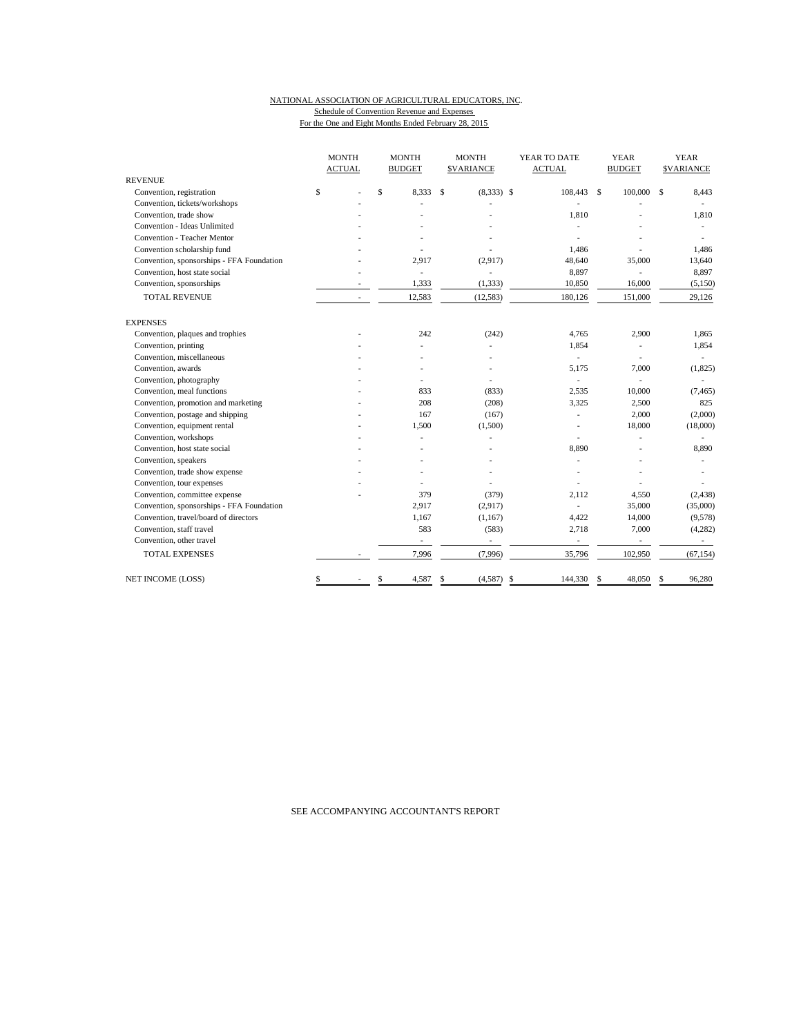NATIONAL ASSOCIATION OF AGRICULTURAL EDUCATORS, INC.

Schedule of Convention Revenue and Expenses

For the One and Eight Months Ended February 28, 2015

| | MONTH ACTUAL | MONTH BUDGET | MONTH $VARIANCE | YEAR TO DATE ACTUAL | YEAR BUDGET | YEAR $VARIANCE |
|---|---|---|---|---|---|---|
| REVENUE | | | | | | |
| Convention, registration | $ - | $ 8,333 | $ (8,333) | $ 108,443 | $ 100,000 | $ 8,443 |
| Convention, tickets/workshops | - | - | - | - | - | - |
| Convention, trade show | - | - | - | 1,810 | - | 1,810 |
| Convention - Ideas Unlimited | - | - | - | - | - | - |
| Convention - Teacher Mentor | - | - | - | - | - | - |
| Convention scholarship fund | - | - | - | 1,486 | - | 1,486 |
| Convention, sponsorships - FFA Foundation | - | 2,917 | (2,917) | 48,640 | 35,000 | 13,640 |
| Convention, host state social | - | - | - | 8,897 | - | 8,897 |
| Convention, sponsorships | - | 1,333 | (1,333) | 10,850 | 16,000 | (5,150) |
| TOTAL REVENUE | - | 12,583 | (12,583) | 180,126 | 151,000 | 29,126 |
| EXPENSES | | | | | | |
| Convention, plaques and trophies | - | 242 | (242) | 4,765 | 2,900 | 1,865 |
| Convention, printing | - | - | - | 1,854 | - | 1,854 |
| Convention, miscellaneous | - | - | - | - | - | - |
| Convention, awards | - | - | - | 5,175 | 7,000 | (1,825) |
| Convention, photography | - | - | - | - | - | - |
| Convention, meal functions | - | 833 | (833) | 2,535 | 10,000 | (7,465) |
| Convention, promotion and marketing | - | 208 | (208) | 3,325 | 2,500 | 825 |
| Convention, postage and shipping | - | 167 | (167) | - | 2,000 | (2,000) |
| Convention, equipment rental | - | 1,500 | (1,500) | - | 18,000 | (18,000) |
| Convention, workshops | - | - | - | - | - | - |
| Convention, host state social | - | - | - | 8,890 | - | 8,890 |
| Convention, speakers | - | - | - | - | - | - |
| Convention, trade show expense | - | - | - | - | - | - |
| Convention, tour expenses | - | - | - | - | - | - |
| Convention, committee expense | - | 379 | (379) | 2,112 | 4,550 | (2,438) |
| Convention, sponsorships - FFA Foundation | | 2,917 | (2,917) | - | 35,000 | (35,000) |
| Convention, travel/board of directors | | 1,167 | (1,167) | 4,422 | 14,000 | (9,578) |
| Convention, staff travel | | 583 | (583) | 2,718 | 7,000 | (4,282) |
| Convention, other travel | | - | - | - | - | - |
| TOTAL EXPENSES | - | 7,996 | (7,996) | 35,796 | 102,950 | (67,154) |
| NET INCOME (LOSS) | $ - | $ 4,587 | $ (4,587) | $ 144,330 | $ 48,050 | $ 96,280 |

SEE ACCOMPANYING ACCOUNTANT'S REPORT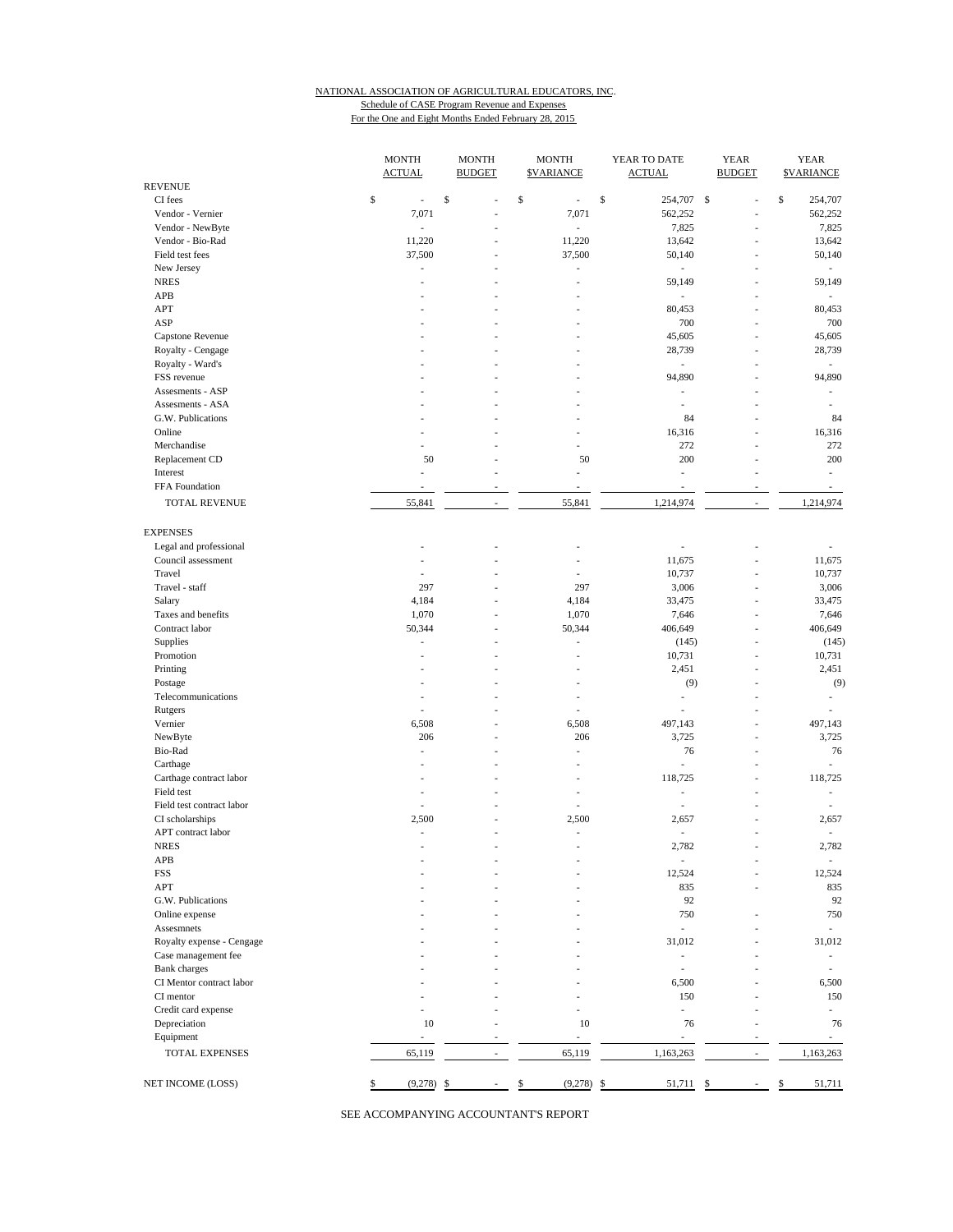NATIONAL ASSOCIATION OF AGRICULTURAL EDUCATORS, INC.

Schedule of CASE Program Revenue and Expenses

For the One and Eight Months Ended February 28, 2015

| | MONTH ACTUAL | MONTH BUDGET | MONTH $VARIANCE | YEAR TO DATE ACTUAL | YEAR BUDGET | YEAR $VARIANCE |
|---|---|---|---|---|---|---|
| REVENUE | | | | | | |
| CI fees | $ - | $ - | $ - | $ 254,707 | $ - | $ 254,707 |
| Vendor - Vernier | 7,071 | - | 7,071 | 562,252 | - | 562,252 |
| Vendor - NewByte | - | - | - | 7,825 | - | 7,825 |
| Vendor - Bio-Rad | 11,220 | - | 11,220 | 13,642 | - | 13,642 |
| Field test fees | 37,500 | - | 37,500 | 50,140 | - | 50,140 |
| New Jersey | - | - | - | - | - | - |
| NRES | - | - | - | 59,149 | - | 59,149 |
| APB | - | - | - | - | - | - |
| APT | - | - | - | 80,453 | - | 80,453 |
| ASP | - | - | - | 700 | - | 700 |
| Capstone Revenue | - | - | - | 45,605 | - | 45,605 |
| Royalty - Cengage | - | - | - | 28,739 | - | 28,739 |
| Royalty - Ward's | - | - | - | - | - | - |
| FSS revenue | - | - | - | 94,890 | - | 94,890 |
| Assesments - ASP | - | - | - | - | - | - |
| Assesments - ASA | - | - | - | - | - | - |
| G.W. Publications | - | - | - | 84 | - | 84 |
| Online | - | - | - | 16,316 | - | 16,316 |
| Merchandise | - | - | - | 272 | - | 272 |
| Replacement CD | 50 | - | 50 | 200 | - | 200 |
| Interest | - | - | - | - | - | - |
| FFA Foundation | - | - | - | - | - | - |
| TOTAL REVENUE | 55,841 | - | 55,841 | 1,214,974 | - | 1,214,974 |
| EXPENSES | | | | | | |
| Legal and professional | - | - | - | - | - | - |
| Council assessment | - | - | - | 11,675 | - | 11,675 |
| Travel | - | - | - | 10,737 | - | 10,737 |
| Travel - staff | 297 | - | 297 | 3,006 | - | 3,006 |
| Salary | 4,184 | - | 4,184 | 33,475 | - | 33,475 |
| Taxes and benefits | 1,070 | - | 1,070 | 7,646 | - | 7,646 |
| Contract labor | 50,344 | - | 50,344 | 406,649 | - | 406,649 |
| Supplies | - | - | - | (145) | - | (145) |
| Promotion | - | - | - | 10,731 | - | 10,731 |
| Printing | - | - | - | 2,451 | - | 2,451 |
| Postage | - | - | - | (9) | - | (9) |
| Telecommunications | - | - | - | - | - | - |
| Rutgers | - | - | - | - | - | - |
| Vernier | 6,508 | - | 6,508 | 497,143 | - | 497,143 |
| NewByte | 206 | - | 206 | 3,725 | - | 3,725 |
| Bio-Rad | - | - | - | 76 | - | 76 |
| Carthage | - | - | - | - | - | - |
| Carthage contract labor | - | - | - | 118,725 | - | 118,725 |
| Field test | - | - | - | - | - | - |
| Field test contract labor | - | - | - | - | - | - |
| CI scholarships | 2,500 | - | 2,500 | 2,657 | - | 2,657 |
| APT contract labor | - | - | - | - | - | - |
| NRES | - | - | - | 2,782 | - | 2,782 |
| APB | - | - | - | - | - | - |
| FSS | - | - | - | 12,524 | - | 12,524 |
| APT | - | - | - | 835 | - | 835 |
| G.W. Publications | - | - | - | 92 | | 92 |
| Online expense | - | - | - | 750 | - | 750 |
| Assesmnets | - | - | - | - | - | - |
| Royalty expense - Cengage | - | - | - | 31,012 | - | 31,012 |
| Case management fee | - | - | - | - | - | - |
| Bank charges | - | - | - | - | - | - |
| CI Mentor contract labor | - | - | - | 6,500 | - | 6,500 |
| CI mentor | - | - | - | 150 | - | 150 |
| Credit card expense | - | - | - | - | - | - |
| Depreciation | 10 | - | 10 | 76 | - | 76 |
| Equipment | - | - | - | - | - | - |
| TOTAL EXPENSES | 65,119 | - | 65,119 | 1,163,263 | - | 1,163,263 |
| NET INCOME (LOSS) | $ (9,278) | $ - | $ (9,278) | $ 51,711 | $ - | $ 51,711 |

SEE ACCOMPANYING ACCOUNTANT'S REPORT